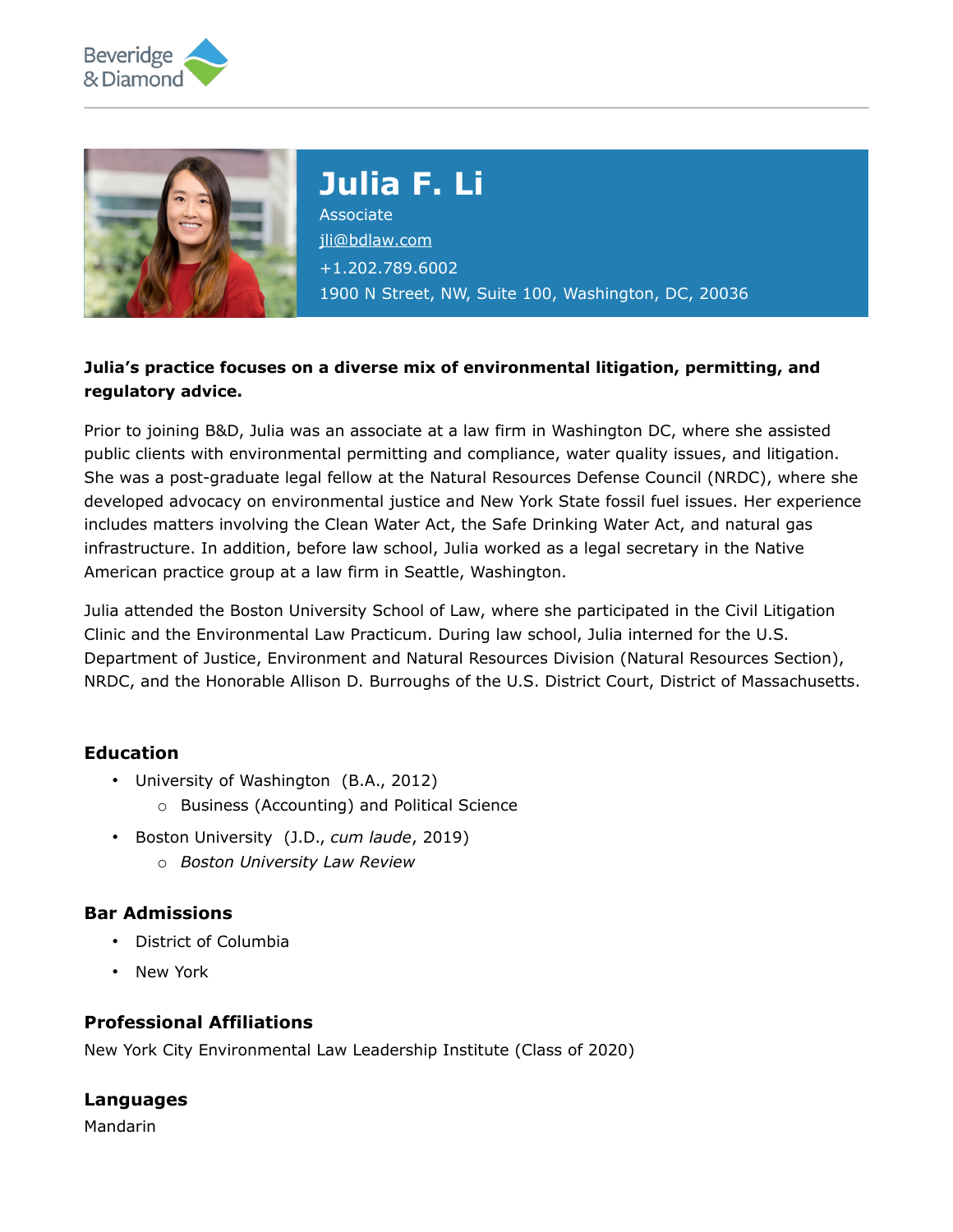Beveridge & Diamond

# Julia F. Li

Associate

jli@bdlaw.com

+1.202.789.6002

1900 N Street, NW, Suite 100, Washington, DC, 20036

**Julia's practice focuses on a diverse mix of environmental litigation, permitting, and regulatory advice.**

Prior to joining B&D, Julia was an associate at a law firm in Washington DC, where she assisted public clients with environmental permitting and compliance, water quality issues, and litigation. She was a post-graduate legal fellow at the Natural Resources Defense Council (NRDC), where she developed advocacy on environmental justice and New York State fossil fuel issues. Her experience includes matters involving the Clean Water Act, the Safe Drinking Water Act, and natural gas infrastructure. In addition, before law school, Julia worked as a legal secretary in the Native American practice group at a law firm in Seattle, Washington.

Julia attended the Boston University School of Law, where she participated in the Civil Litigation Clinic and the Environmental Law Practicum. During law school, Julia interned for the U.S. Department of Justice, Environment and Natural Resources Division (Natural Resources Section), NRDC, and the Honorable Allison D. Burroughs of the U.S. District Court, District of Massachusetts.

## Education

- University of Washington (B.A., 2012)
  - Business (Accounting) and Political Science
- Boston University (J.D., *cum laude*, 2019)
  - *Boston University Law Review*

## Bar Admissions

- District of Columbia
- New York

## Professional Affiliations

New York City Environmental Law Leadership Institute (Class of 2020)

## Languages

Mandarin